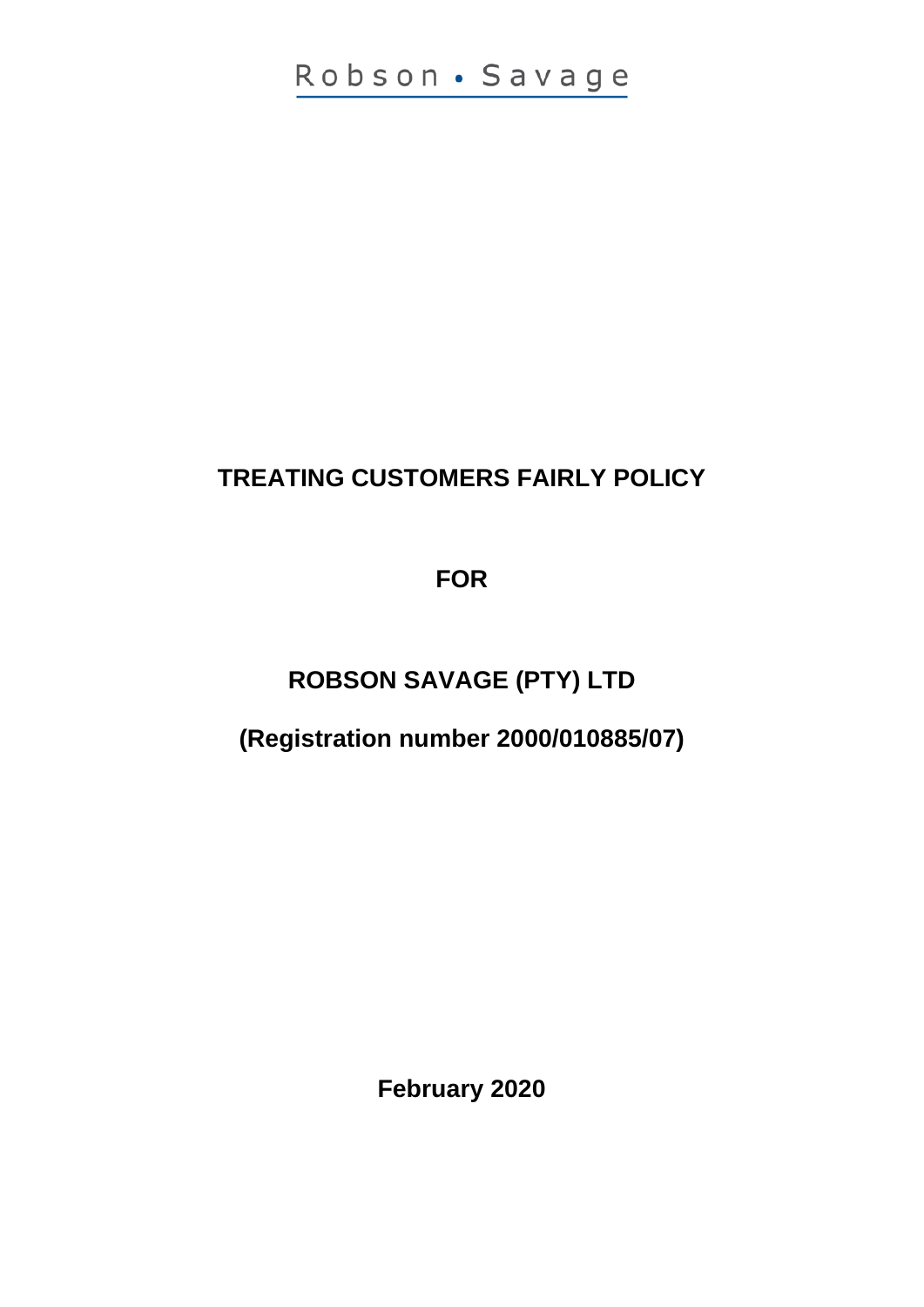Robson • Savage

# TREATING CUSTOMERS FAIRLY POLICY

**FOR**

# ROBSON SAVAGE (PTY) LTD

**(Registration number 2000/010885/07)**

**February 2020**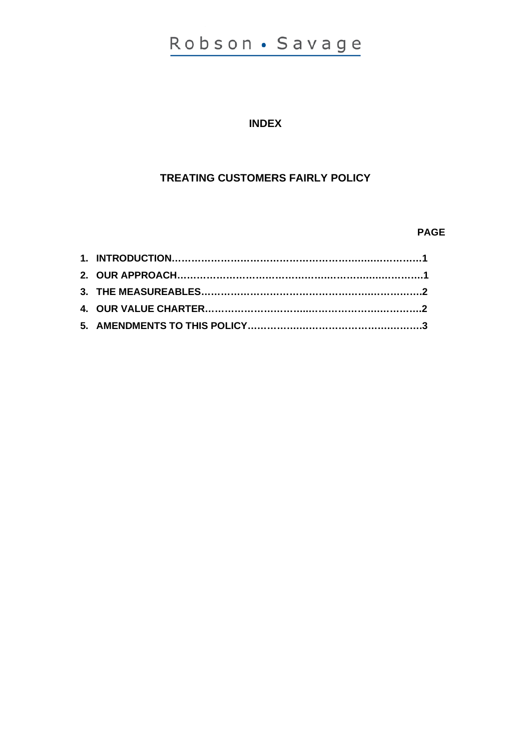Robson • Savage

**INDEX**

**TREATING CUSTOMERS FAIRLY POLICY**

| | PAGE |
|---|---|
| **1. INTRODUCTION** | **1** |
| **2. OUR APPROACH** | **1** |
| **3. THE MEASUREABLES** | **2** |
| **4. OUR VALUE CHARTER** | **2** |
| **5. AMENDMENTS TO THIS POLICY** | **3** |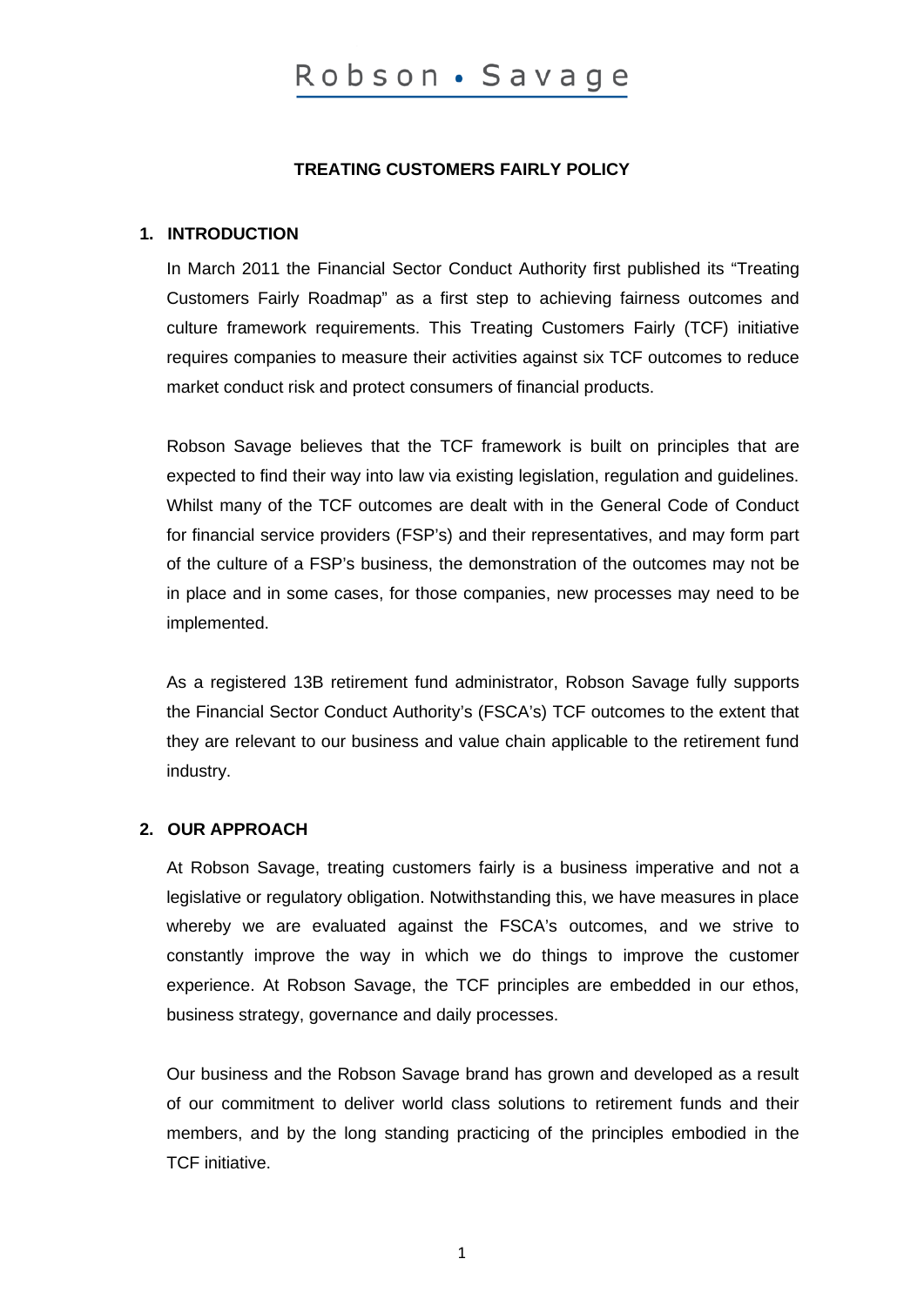# TREATING CUSTOMERS FAIRLY POLICY

## 1. INTRODUCTION

In March 2011 the Financial Sector Conduct Authority first published its "Treating Customers Fairly Roadmap" as a first step to achieving fairness outcomes and culture framework requirements. This Treating Customers Fairly (TCF) initiative requires companies to measure their activities against six TCF outcomes to reduce market conduct risk and protect consumers of financial products.

Robson Savage believes that the TCF framework is built on principles that are expected to find their way into law via existing legislation, regulation and guidelines. Whilst many of the TCF outcomes are dealt with in the General Code of Conduct for financial service providers (FSP's) and their representatives, and may form part of the culture of a FSP's business, the demonstration of the outcomes may not be in place and in some cases, for those companies, new processes may need to be implemented.

As a registered 13B retirement fund administrator, Robson Savage fully supports the Financial Sector Conduct Authority's (FSCA's) TCF outcomes to the extent that they are relevant to our business and value chain applicable to the retirement fund industry.

## 2. OUR APPROACH

At Robson Savage, treating customers fairly is a business imperative and not a legislative or regulatory obligation. Notwithstanding this, we have measures in place whereby we are evaluated against the FSCA's outcomes, and we strive to constantly improve the way in which we do things to improve the customer experience. At Robson Savage, the TCF principles are embedded in our ethos, business strategy, governance and daily processes.

Our business and the Robson Savage brand has grown and developed as a result of our commitment to deliver world class solutions to retirement funds and their members, and by the long standing practicing of the principles embodied in the TCF initiative.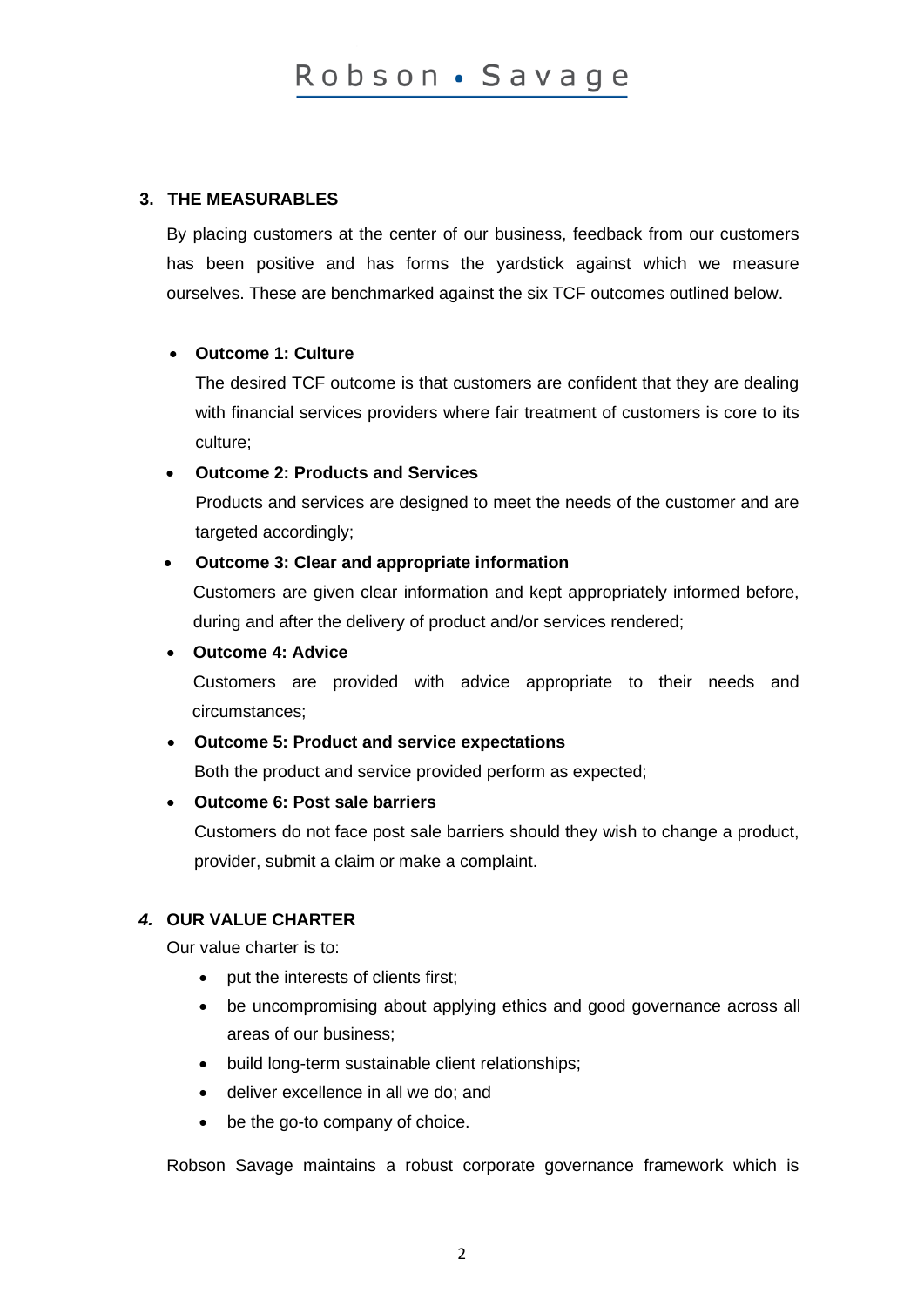## 3. THE MEASURABLES

By placing customers at the center of our business, feedback from our customers has been positive and has forms the yardstick against which we measure ourselves. These are benchmarked against the six TCF outcomes outlined below.

- **Outcome 1: Culture**

  The desired TCF outcome is that customers are confident that they are dealing with financial services providers where fair treatment of customers is core to its culture;

- **Outcome 2: Products and Services**

  Products and services are designed to meet the needs of the customer and are targeted accordingly;

- **Outcome 3: Clear and appropriate information**

  Customers are given clear information and kept appropriately informed before, during and after the delivery of product and/or services rendered;

- **Outcome 4: Advice**

  Customers are provided with advice appropriate to their needs and circumstances;

- **Outcome 5: Product and service expectations**

  Both the product and service provided perform as expected;

- **Outcome 6: Post sale barriers**

  Customers do not face post sale barriers should they wish to change a product, provider, submit a claim or make a complaint.

## *4.* OUR VALUE CHARTER

Our value charter is to:

- put the interests of clients first;
- be uncompromising about applying ethics and good governance across all areas of our business;
- build long-term sustainable client relationships;
- deliver excellence in all we do; and
- be the go-to company of choice.

Robson Savage maintains a robust corporate governance framework which is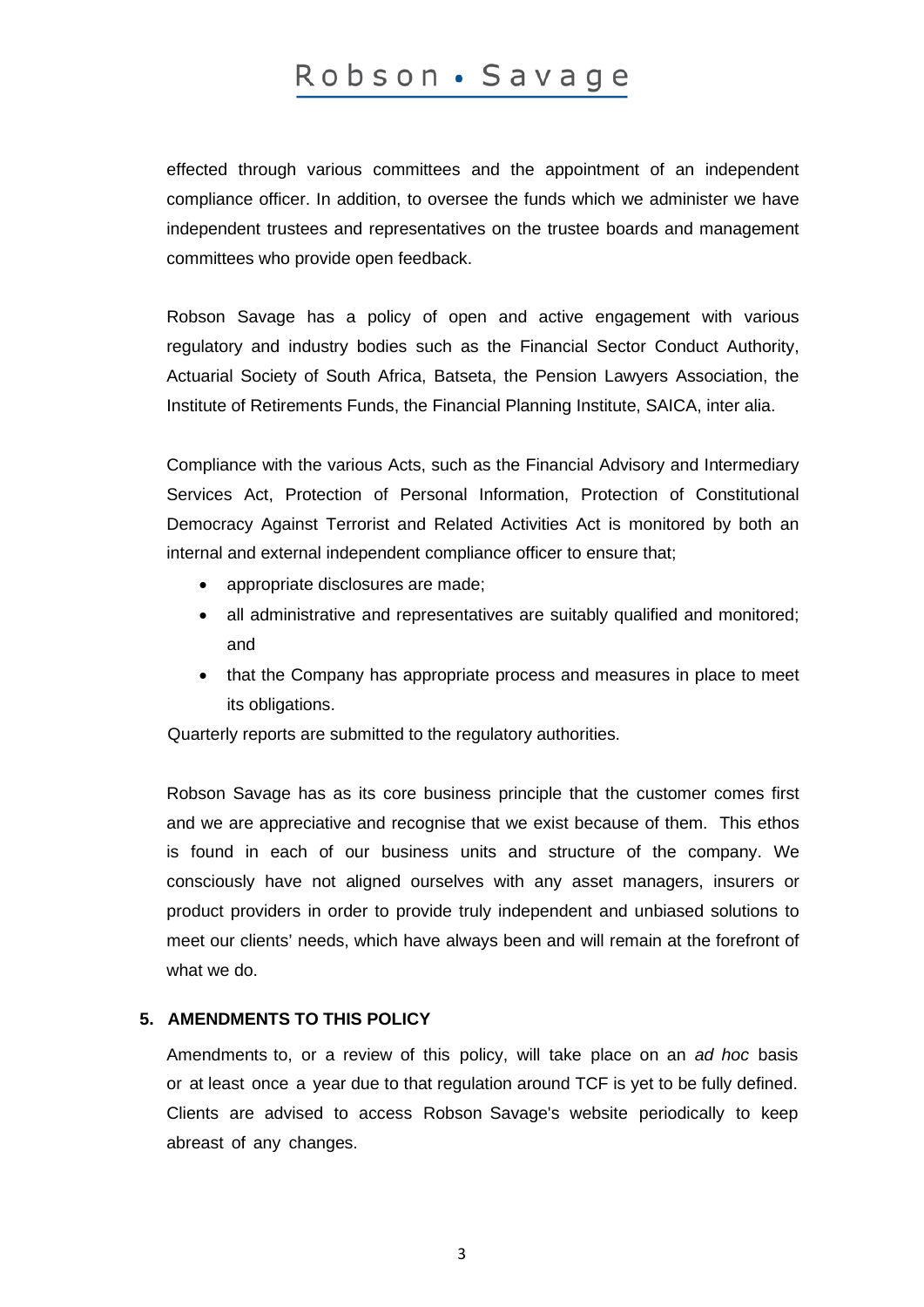effected through various committees and the appointment of an independent compliance officer. In addition, to oversee the funds which we administer we have independent trustees and representatives on the trustee boards and management committees who provide open feedback.

Robson Savage has a policy of open and active engagement with various regulatory and industry bodies such as the Financial Sector Conduct Authority, Actuarial Society of South Africa, Batseta, the Pension Lawyers Association, the Institute of Retirements Funds, the Financial Planning Institute, SAICA, inter alia.

Compliance with the various Acts, such as the Financial Advisory and Intermediary Services Act, Protection of Personal Information, Protection of Constitutional Democracy Against Terrorist and Related Activities Act is monitored by both an internal and external independent compliance officer to ensure that;

- appropriate disclosures are made;
- all administrative and representatives are suitably qualified and monitored; and
- that the Company has appropriate process and measures in place to meet its obligations.

Quarterly reports are submitted to the regulatory authorities.

Robson Savage has as its core business principle that the customer comes first and we are appreciative and recognise that we exist because of them. This ethos is found in each of our business units and structure of the company. We consciously have not aligned ourselves with any asset managers, insurers or product providers in order to provide truly independent and unbiased solutions to meet our clients' needs, which have always been and will remain at the forefront of what we do.

## 5. AMENDMENTS TO THIS POLICY

Amendments to, or a review of this policy, will take place on an *ad hoc* basis or at least once a year due to that regulation around TCF is yet to be fully defined. Clients are advised to access Robson Savage's website periodically to keep abreast of any changes.